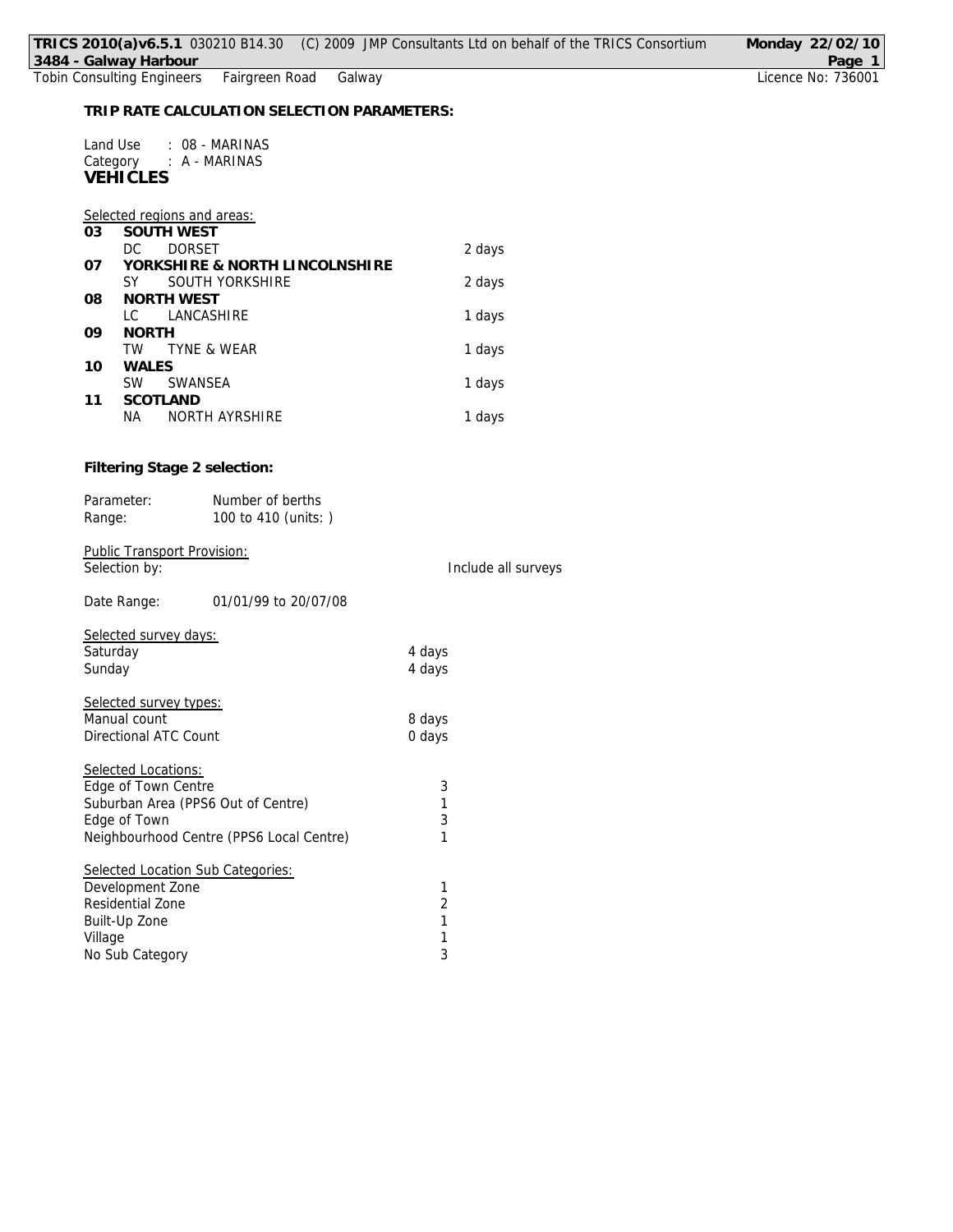**TRIP RATE CALCULATION SELECTION PARAMETERS:**

Land Use : 08 - MARINAS
Category : A - MARINAS
**VEHICLES**

Selected regions and areas:

| | | |
|---|---|---|
| **03** | **SOUTH WEST** | |
| | DC DORSET | 2 days |
| **07** | **YORKSHIRE & NORTH LINCOLNSHIRE** | |
| | SY SOUTH YORKSHIRE | 2 days |
| **08** | **NORTH WEST** | |
| | LC LANCASHIRE | 1 days |
| **09** | **NORTH** | |
| | TW TYNE & WEAR | 1 days |
| **10** | **WALES** | |
| | SW SWANSEA | 1 days |
| **11** | **SCOTLAND** | |
| | NA NORTH AYRSHIRE | 1 days |

**Filtering Stage 2 selection:**

Parameter: Number of berths
Range: 100 to 410 (units: )

Public Transport Provision:
Selection by: Include all surveys

Date Range: 01/01/99 to 20/07/08

Selected survey days:

| | |
|---|---|
| Saturday | 4 days |
| Sunday | 4 days |

Selected survey types:

| | |
|---|---|
| Manual count | 8 days |
| Directional ATC Count | 0 days |

Selected Locations:

| | |
|---|---|
| Edge of Town Centre | 3 |
| Suburban Area (PPS6 Out of Centre) | 1 |
| Edge of Town | 3 |
| Neighbourhood Centre (PPS6 Local Centre) | 1 |

Selected Location Sub Categories:

| | |
|---|---|
| Development Zone | 1 |
| Residential Zone | 2 |
| Built-Up Zone | 1 |
| Village | 1 |
| No Sub Category | 3 |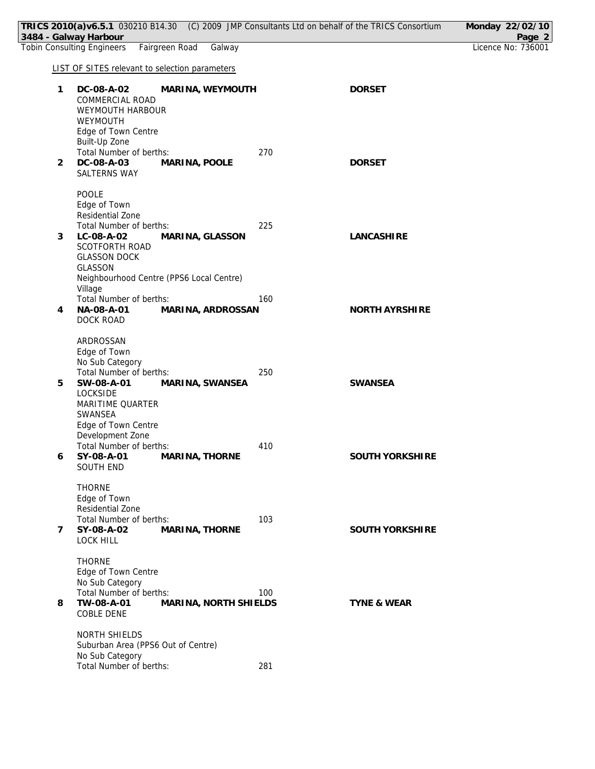LIST OF SITES relevant to selection parameters

**1** **DC-08-A-02** **MARINA, WEYMOUTH** **DORSET**
COMMERCIAL ROAD
WEYMOUTH HARBOUR
WEYMOUTH
Edge of Town Centre
Built-Up Zone
Total Number of berths: 270

**2** **DC-08-A-03** **MARINA, POOLE** **DORSET**
SALTERNS WAY

POOLE
Edge of Town
Residential Zone
Total Number of berths: 225

**3** **LC-08-A-02** **MARINA, GLASSON** **LANCASHIRE**
SCOTFORTH ROAD
GLASSON DOCK
GLASSON
Neighbourhood Centre (PPS6 Local Centre)
Village
Total Number of berths: 160

**4** **NA-08-A-01** **MARINA, ARDROSSAN** **NORTH AYRSHIRE**
DOCK ROAD

ARDROSSAN
Edge of Town
No Sub Category
Total Number of berths: 250

**5** **SW-08-A-01** **MARINA, SWANSEA** **SWANSEA**
LOCKSIDE
MARITIME QUARTER
SWANSEA
Edge of Town Centre
Development Zone
Total Number of berths: 410

**6** **SY-08-A-01** **MARINA, THORNE** **SOUTH YORKSHIRE**
SOUTH END

THORNE
Edge of Town
Residential Zone
Total Number of berths: 103

**7** **SY-08-A-02** **MARINA, THORNE** **SOUTH YORKSHIRE**
LOCK HILL

THORNE
Edge of Town Centre
No Sub Category
Total Number of berths: 100

**8** **TW-08-A-01** **MARINA, NORTH SHIELDS** **TYNE & WEAR**
COBLE DENE

NORTH SHIELDS
Suburban Area (PPS6 Out of Centre)
No Sub Category
Total Number of berths: 281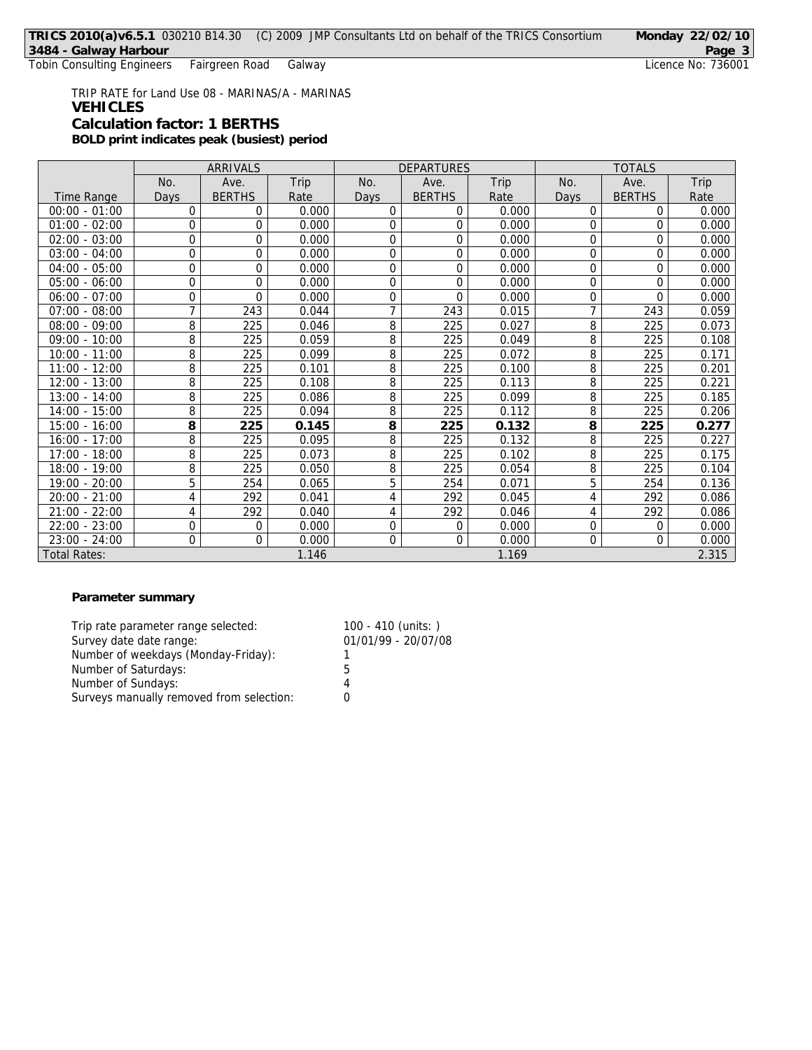TRIP RATE for Land Use 08 - MARINAS/A - MARINAS

**VEHICLES**

**Calculation factor: 1 BERTHS**

**BOLD print indicates peak (busiest) period**

| | ARRIVALS | | | DEPARTURES | | | TOTALS | | |
|---|---|---|---|---|---|---|---|---|---|
| Time Range | No. Days | Ave. BERTHS | Trip Rate | No. Days | Ave. BERTHS | Trip Rate | No. Days | Ave. BERTHS | Trip Rate |
| 00:00 - 01:00 | 0 | 0 | 0.000 | 0 | 0 | 0.000 | 0 | 0 | 0.000 |
| 01:00 - 02:00 | 0 | 0 | 0.000 | 0 | 0 | 0.000 | 0 | 0 | 0.000 |
| 02:00 - 03:00 | 0 | 0 | 0.000 | 0 | 0 | 0.000 | 0 | 0 | 0.000 |
| 03:00 - 04:00 | 0 | 0 | 0.000 | 0 | 0 | 0.000 | 0 | 0 | 0.000 |
| 04:00 - 05:00 | 0 | 0 | 0.000 | 0 | 0 | 0.000 | 0 | 0 | 0.000 |
| 05:00 - 06:00 | 0 | 0 | 0.000 | 0 | 0 | 0.000 | 0 | 0 | 0.000 |
| 06:00 - 07:00 | 0 | 0 | 0.000 | 0 | 0 | 0.000 | 0 | 0 | 0.000 |
| 07:00 - 08:00 | 7 | 243 | 0.044 | 7 | 243 | 0.015 | 7 | 243 | 0.059 |
| 08:00 - 09:00 | 8 | 225 | 0.046 | 8 | 225 | 0.027 | 8 | 225 | 0.073 |
| 09:00 - 10:00 | 8 | 225 | 0.059 | 8 | 225 | 0.049 | 8 | 225 | 0.108 |
| 10:00 - 11:00 | 8 | 225 | 0.099 | 8 | 225 | 0.072 | 8 | 225 | 0.171 |
| 11:00 - 12:00 | 8 | 225 | 0.101 | 8 | 225 | 0.100 | 8 | 225 | 0.201 |
| 12:00 - 13:00 | 8 | 225 | 0.108 | 8 | 225 | 0.113 | 8 | 225 | 0.221 |
| 13:00 - 14:00 | 8 | 225 | 0.086 | 8 | 225 | 0.099 | 8 | 225 | 0.185 |
| 14:00 - 15:00 | 8 | 225 | 0.094 | 8 | 225 | 0.112 | 8 | 225 | 0.206 |
| 15:00 - 16:00 | **8** | **225** | **0.145** | **8** | **225** | **0.132** | **8** | **225** | **0.277** |
| 16:00 - 17:00 | 8 | 225 | 0.095 | 8 | 225 | 0.132 | 8 | 225 | 0.227 |
| 17:00 - 18:00 | 8 | 225 | 0.073 | 8 | 225 | 0.102 | 8 | 225 | 0.175 |
| 18:00 - 19:00 | 8 | 225 | 0.050 | 8 | 225 | 0.054 | 8 | 225 | 0.104 |
| 19:00 - 20:00 | 5 | 254 | 0.065 | 5 | 254 | 0.071 | 5 | 254 | 0.136 |
| 20:00 - 21:00 | 4 | 292 | 0.041 | 4 | 292 | 0.045 | 4 | 292 | 0.086 |
| 21:00 - 22:00 | 4 | 292 | 0.040 | 4 | 292 | 0.046 | 4 | 292 | 0.086 |
| 22:00 - 23:00 | 0 | 0 | 0.000 | 0 | 0 | 0.000 | 0 | 0 | 0.000 |
| 23:00 - 24:00 | 0 | 0 | 0.000 | 0 | 0 | 0.000 | 0 | 0 | 0.000 |
| Total Rates: | | | 1.146 | | | 1.169 | | | 2.315 |

**Parameter summary**

| | |
|---|---|
| Trip rate parameter range selected: | 100 - 410 (units: ) |
| Survey date date range: | 01/01/99 - 20/07/08 |
| Number of weekdays (Monday-Friday): | 1 |
| Number of Saturdays: | 5 |
| Number of Sundays: | 4 |
| Surveys manually removed from selection: | 0 |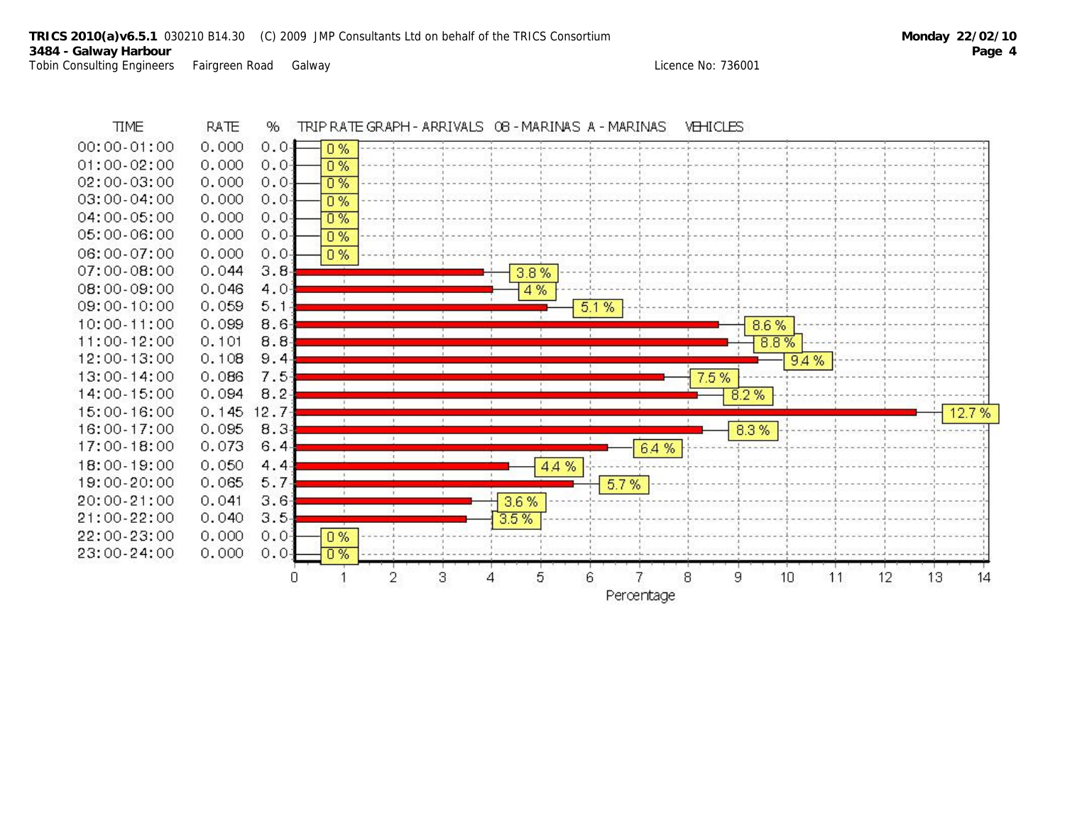**TRIP RATE GRAPH - ARRIVALS 08 - MARINAS A - MARINAS VEHICLES**

| TIME | RATE | % |
|---|---|---|
| 00:00-01:00 | 0.000 | 0.0 |
| 01:00-02:00 | 0.000 | 0.0 |
| 02:00-03:00 | 0.000 | 0.0 |
| 03:00-04:00 | 0.000 | 0.0 |
| 04:00-05:00 | 0.000 | 0.0 |
| 05:00-06:00 | 0.000 | 0.0 |
| 06:00-07:00 | 0.000 | 0.0 |
| 07:00-08:00 | 0.044 | 3.8 |
| 08:00-09:00 | 0.046 | 4.0 |
| 09:00-10:00 | 0.059 | 5.1 |
| 10:00-11:00 | 0.099 | 8.6 |
| 11:00-12:00 | 0.101 | 8.8 |
| 12:00-13:00 | 0.108 | 9.4 |
| 13:00-14:00 | 0.086 | 7.5 |
| 14:00-15:00 | 0.094 | 8.2 |
| 15:00-16:00 | 0.145 | 12.7 |
| 16:00-17:00 | 0.095 | 8.3 |
| 17:00-18:00 | 0.073 | 6.4 |
| 18:00-19:00 | 0.050 | 4.4 |
| 19:00-20:00 | 0.065 | 5.7 |
| 20:00-21:00 | 0.041 | 3.6 |
| 21:00-22:00 | 0.040 | 3.5 |
| 22:00-23:00 | 0.000 | 0.0 |
| 23:00-24:00 | 0.000 | 0.0 |

Percentage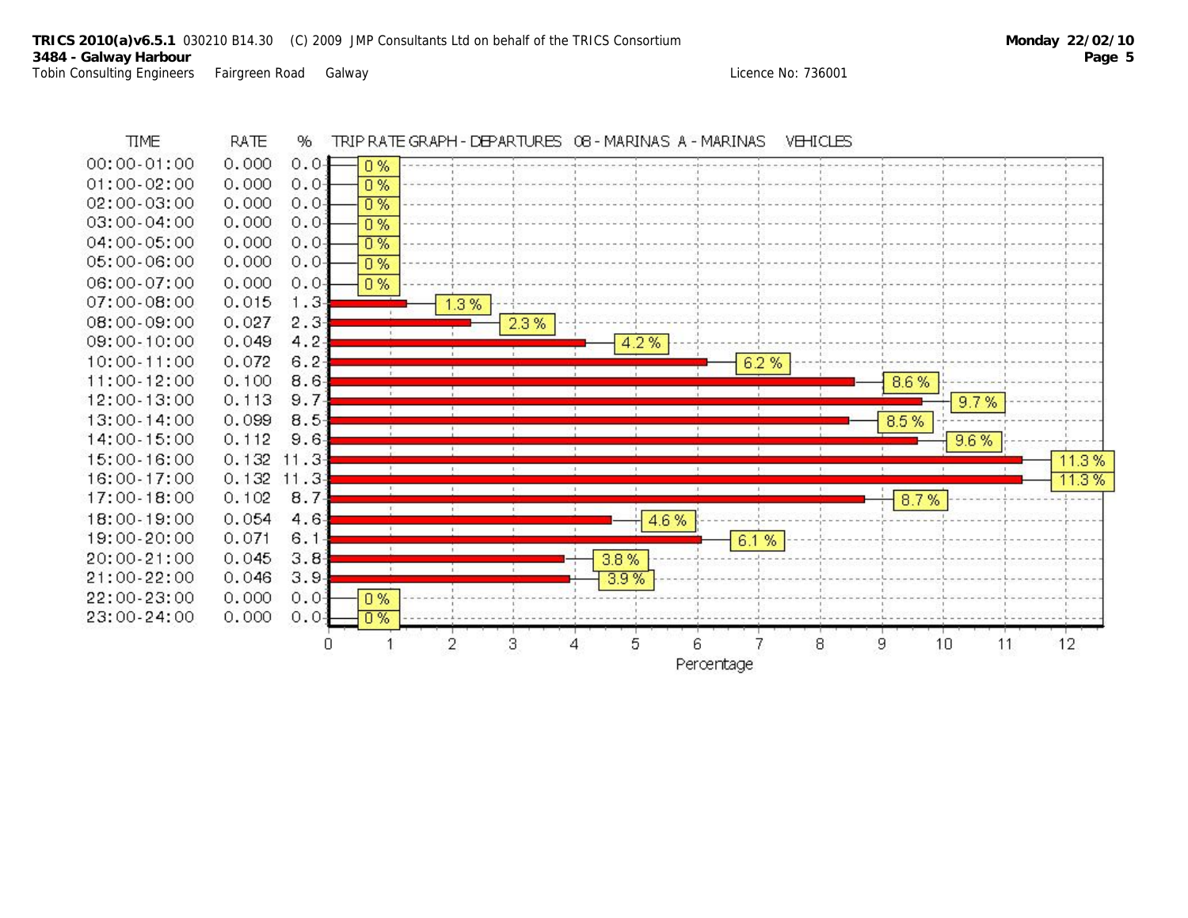TRIP RATE GRAPH - DEPARTURES 08 - MARINAS A - MARINAS VEHICLES

| TIME | RATE | % |
|---|---|---|
| 00:00-01:00 | 0.000 | 0.0 |
| 01:00-02:00 | 0.000 | 0.0 |
| 02:00-03:00 | 0.000 | 0.0 |
| 03:00-04:00 | 0.000 | 0.0 |
| 04:00-05:00 | 0.000 | 0.0 |
| 05:00-06:00 | 0.000 | 0.0 |
| 06:00-07:00 | 0.000 | 0.0 |
| 07:00-08:00 | 0.015 | 1.3 |
| 08:00-09:00 | 0.027 | 2.3 |
| 09:00-10:00 | 0.049 | 4.2 |
| 10:00-11:00 | 0.072 | 6.2 |
| 11:00-12:00 | 0.100 | 8.6 |
| 12:00-13:00 | 0.113 | 9.7 |
| 13:00-14:00 | 0.099 | 8.5 |
| 14:00-15:00 | 0.112 | 9.6 |
| 15:00-16:00 | 0.132 | 11.3 |
| 16:00-17:00 | 0.132 | 11.3 |
| 17:00-18:00 | 0.102 | 8.7 |
| 18:00-19:00 | 0.054 | 4.6 |
| 19:00-20:00 | 0.071 | 6.1 |
| 20:00-21:00 | 0.045 | 3.8 |
| 21:00-22:00 | 0.046 | 3.9 |
| 22:00-23:00 | 0.000 | 0.0 |
| 23:00-24:00 | 0.000 | 0.0 |

Percentage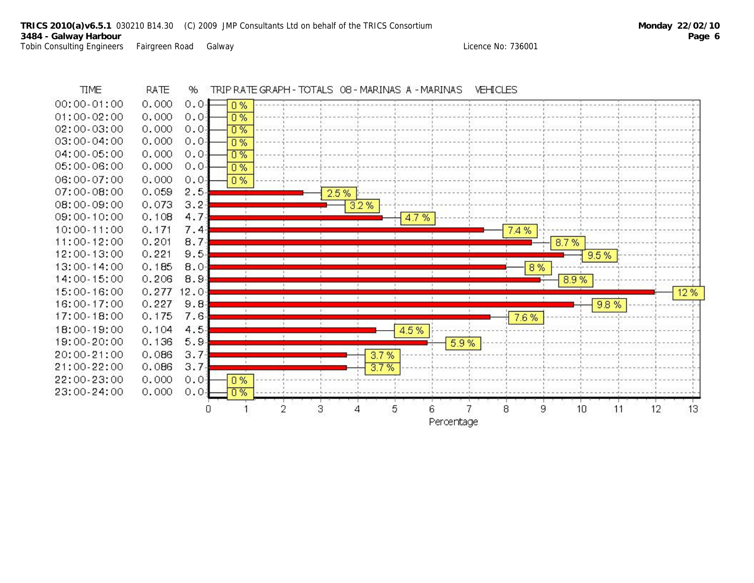TIME RATE % TRIP RATE GRAPH - TOTALS 08 - MARINAS A - MARINAS VEHICLES

00:00-01:00 0.000 0.0 0 %
01:00-02:00 0.000 0.0 0 %
02:00-03:00 0.000 0.0 0 %
03:00-04:00 0.000 0.0 0 %
04:00-05:00 0.000 0.0 0 %
05:00-06:00 0.000 0.0 0 %
06:00-07:00 0.000 0.0 0 %
07:00-08:00 0.059 2.5 2.5 %
08:00-09:00 0.073 3.2 3.2 %
09:00-10:00 0.108 4.7 4.7 %
10:00-11:00 0.171 7.4 7.4 %
11:00-12:00 0.201 8.7 8.7 %
12:00-13:00 0.221 9.5 9.5 %
13:00-14:00 0.185 8.0 8 %
14:00-15:00 0.206 8.9 8.9 %
15:00-16:00 0.277 12.0 12 %
16:00-17:00 0.227 9.8 9.8 %
17:00-18:00 0.175 7.6 7.6 %
18:00-19:00 0.104 4.5 4.5 %
19:00-20:00 0.136 5.9 5.9 %
20:00-21:00 0.086 3.7 3.7 %
21:00-22:00 0.086 3.7 3.7 %
22:00-23:00 0.000 0.0 0 %
23:00-24:00 0.000 0.0 0 %

0 1 2 3 4 5 6 7 8 9 10 11 12 13

Percentage